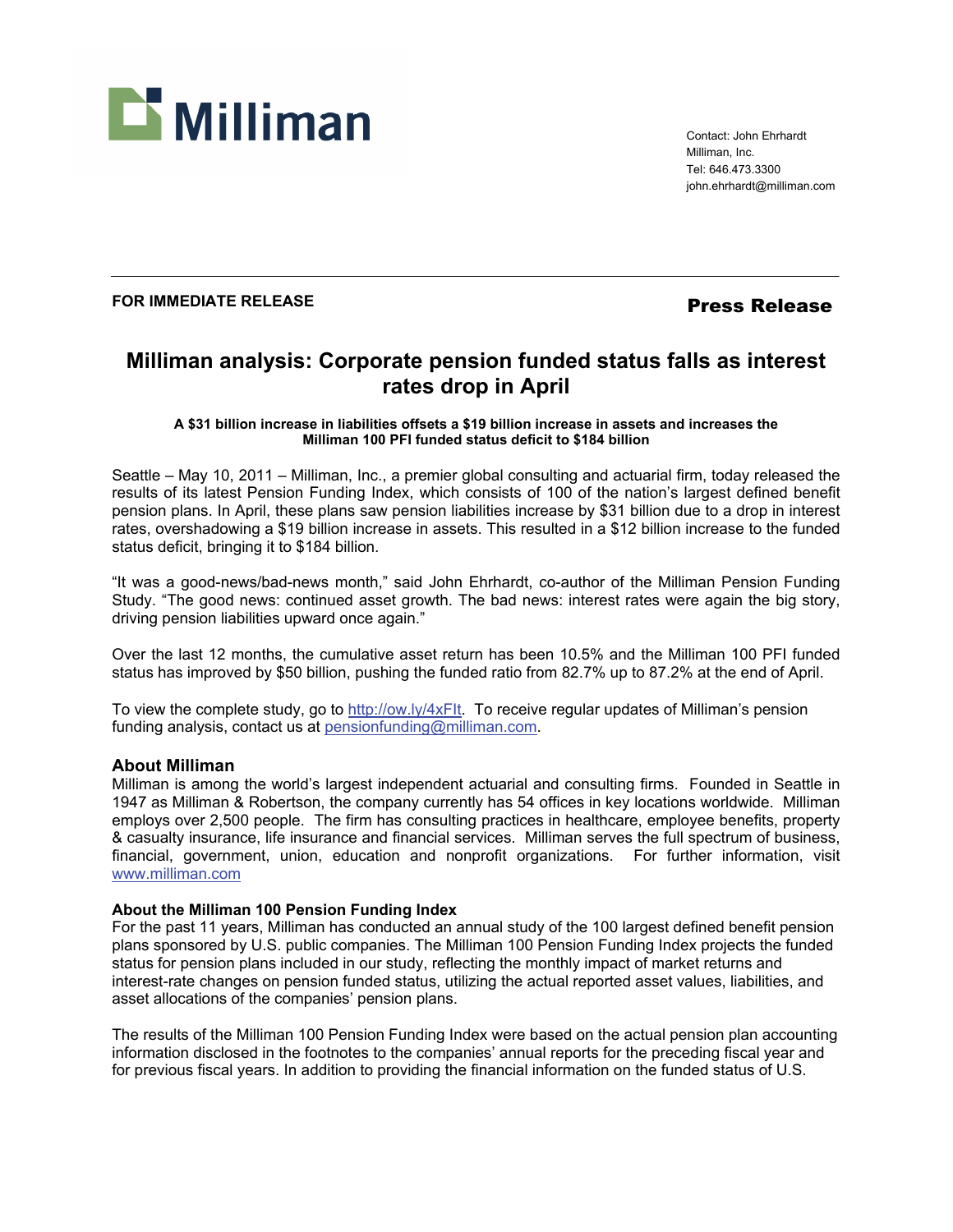Milliman

Contact: John Ehrhardt
Milliman, Inc.
Tel: 646.473.3300
john.ehrhardt@milliman.com

**FOR IMMEDIATE RELEASE**

**Press Release**

# Milliman analysis: Corporate pension funded status falls as interest rates drop in April

**A $31 billion increase in liabilities offsets a $19 billion increase in assets and increases the Milliman 100 PFI funded status deficit to $184 billion**

Seattle – May 10, 2011 – Milliman, Inc., a premier global consulting and actuarial firm, today released the results of its latest Pension Funding Index, which consists of 100 of the nation's largest defined benefit pension plans. In April, these plans saw pension liabilities increase by $31 billion due to a drop in interest rates, overshadowing a $19 billion increase in assets. This resulted in a $12 billion increase to the funded status deficit, bringing it to $184 billion.

"It was a good-news/bad-news month," said John Ehrhardt, co-author of the Milliman Pension Funding Study. "The good news: continued asset growth. The bad news: interest rates were again the big story, driving pension liabilities upward once again."

Over the last 12 months, the cumulative asset return has been 10.5% and the Milliman 100 PFI funded status has improved by $50 billion, pushing the funded ratio from 82.7% up to 87.2% at the end of April.

To view the complete study, go to http://ow.ly/4xFIt. To receive regular updates of Milliman's pension funding analysis, contact us at pensionfunding@milliman.com.

## About Milliman

Milliman is among the world's largest independent actuarial and consulting firms. Founded in Seattle in 1947 as Milliman & Robertson, the company currently has 54 offices in key locations worldwide. Milliman employs over 2,500 people. The firm has consulting practices in healthcare, employee benefits, property & casualty insurance, life insurance and financial services. Milliman serves the full spectrum of business, financial, government, union, education and nonprofit organizations. For further information, visit www.milliman.com

### About the Milliman 100 Pension Funding Index

For the past 11 years, Milliman has conducted an annual study of the 100 largest defined benefit pension plans sponsored by U.S. public companies. The Milliman 100 Pension Funding Index projects the funded status for pension plans included in our study, reflecting the monthly impact of market returns and interest-rate changes on pension funded status, utilizing the actual reported asset values, liabilities, and asset allocations of the companies' pension plans.

The results of the Milliman 100 Pension Funding Index were based on the actual pension plan accounting information disclosed in the footnotes to the companies' annual reports for the preceding fiscal year and for previous fiscal years. In addition to providing the financial information on the funded status of U.S.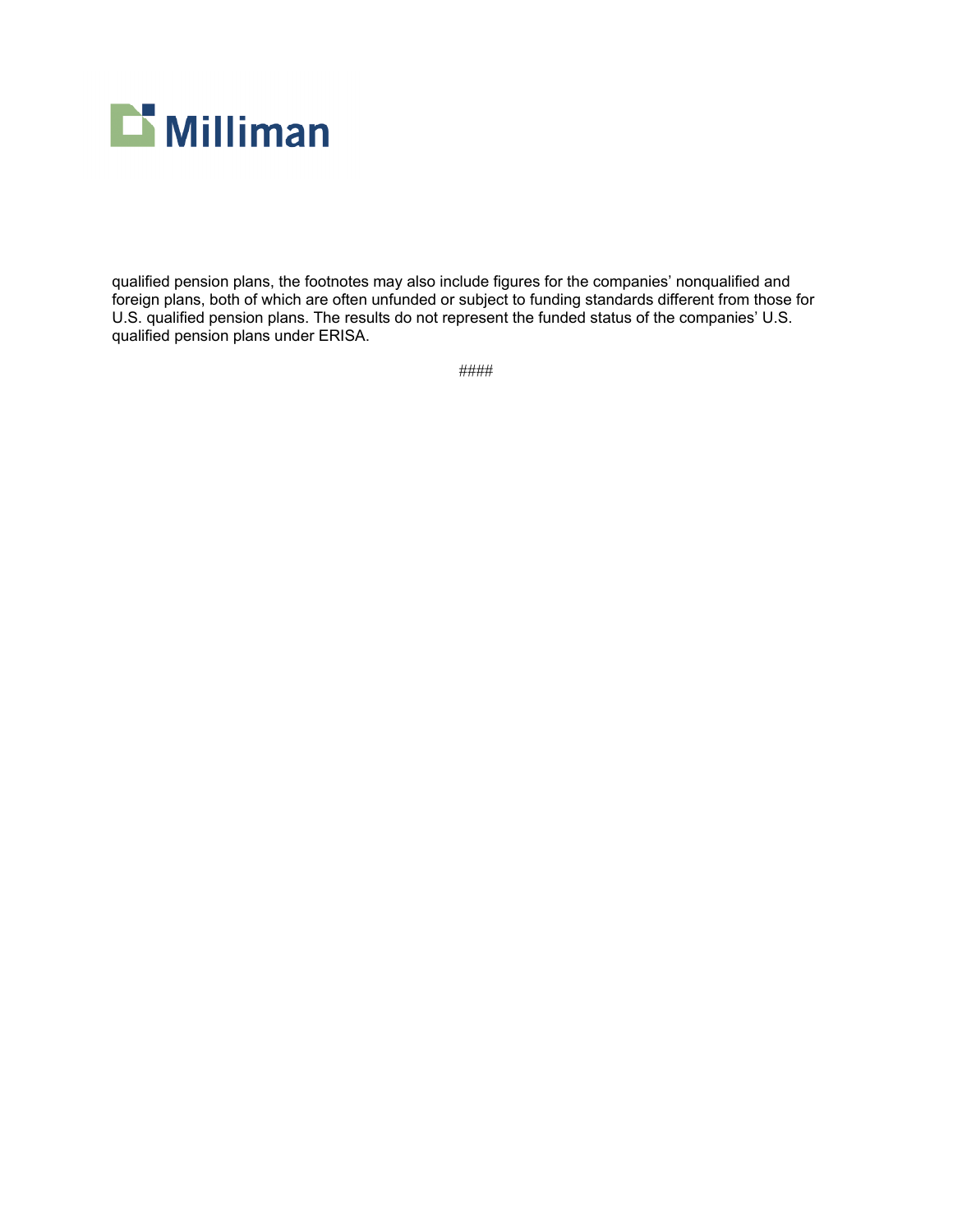qualified pension plans, the footnotes may also include figures for the companies' nonqualified and foreign plans, both of which are often unfunded or subject to funding standards different from those for U.S. qualified pension plans. The results do not represent the funded status of the companies' U.S. qualified pension plans under ERISA.

####